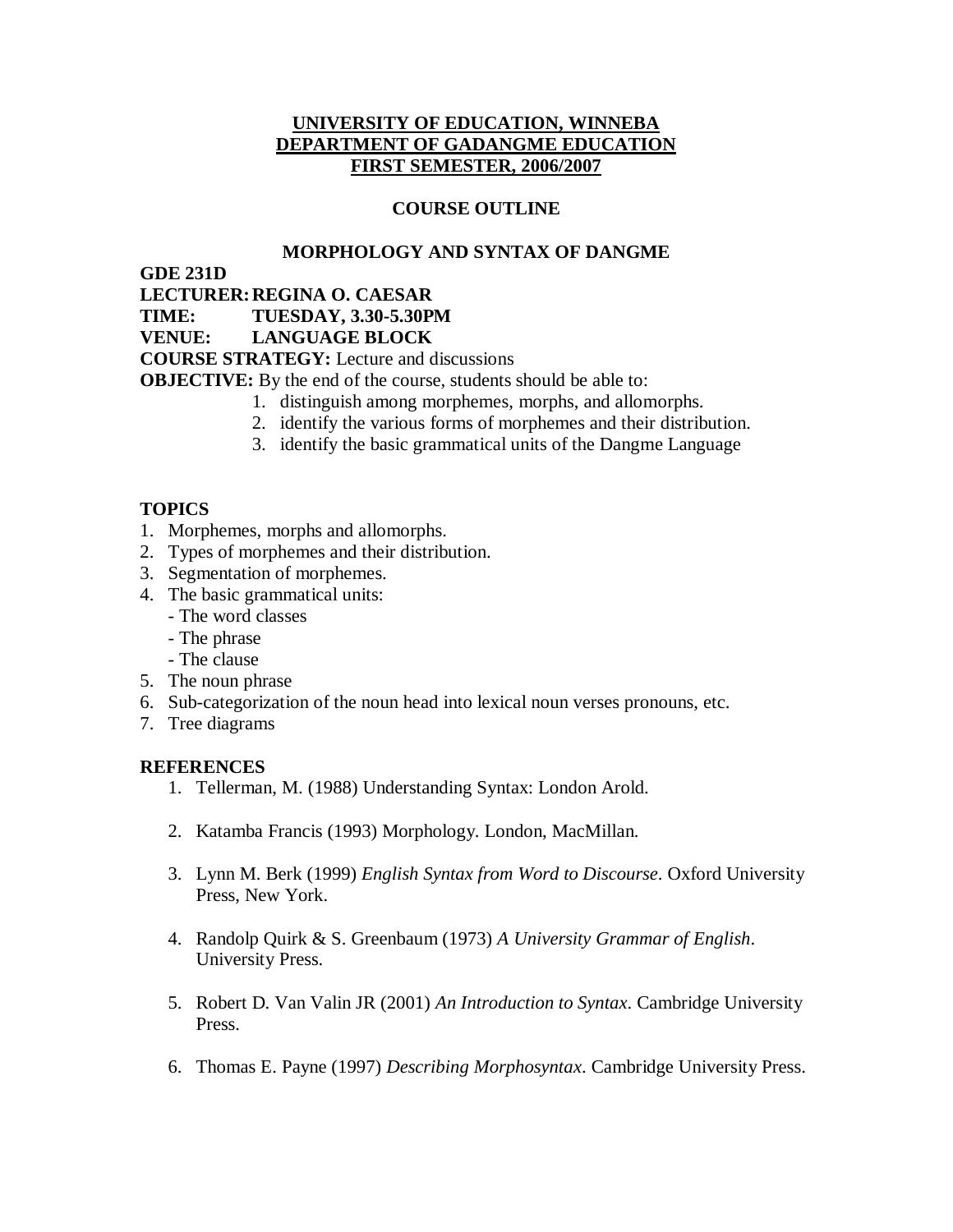**UNIVERSITY OF EDUCATION, WINNEBA**
**DEPARTMENT OF GADANGME EDUCATION**
**FIRST SEMESTER, 2006/2007**

# COURSE OUTLINE

## MORPHOLOGY AND SYNTAX OF DANGME

**GDE 231D**
**LECTURER: REGINA O. CAESAR**
**TIME: TUESDAY, 3.30-5.30PM**
**VENUE: LANGUAGE BLOCK**
**COURSE STRATEGY:** Lecture and discussions
**OBJECTIVE:** By the end of the course, students should be able to:

1. distinguish among morphemes, morphs, and allomorphs.
2. identify the various forms of morphemes and their distribution.
3. identify the basic grammatical units of the Dangme Language

### TOPICS

1. Morphemes, morphs and allomorphs.
2. Types of morphemes and their distribution.
3. Segmentation of morphemes.
4. The basic grammatical units:
   - The word classes
   - The phrase
   - The clause
5. The noun phrase
6. Sub-categorization of the noun head into lexical noun verses pronouns, etc.
7. Tree diagrams

### REFERENCES

1. Tellerman, M. (1988) Understanding Syntax: London Arold.
2. Katamba Francis (1993) Morphology. London, MacMillan.
3. Lynn M. Berk (1999) *English Syntax from Word to Discourse*. Oxford University Press, New York.
4. Randolp Quirk & S. Greenbaum (1973) *A University Grammar of English*. University Press.
5. Robert D. Van Valin JR (2001) *An Introduction to Syntax*. Cambridge University Press.
6. Thomas E. Payne (1997) *Describing Morphosyntax*. Cambridge University Press.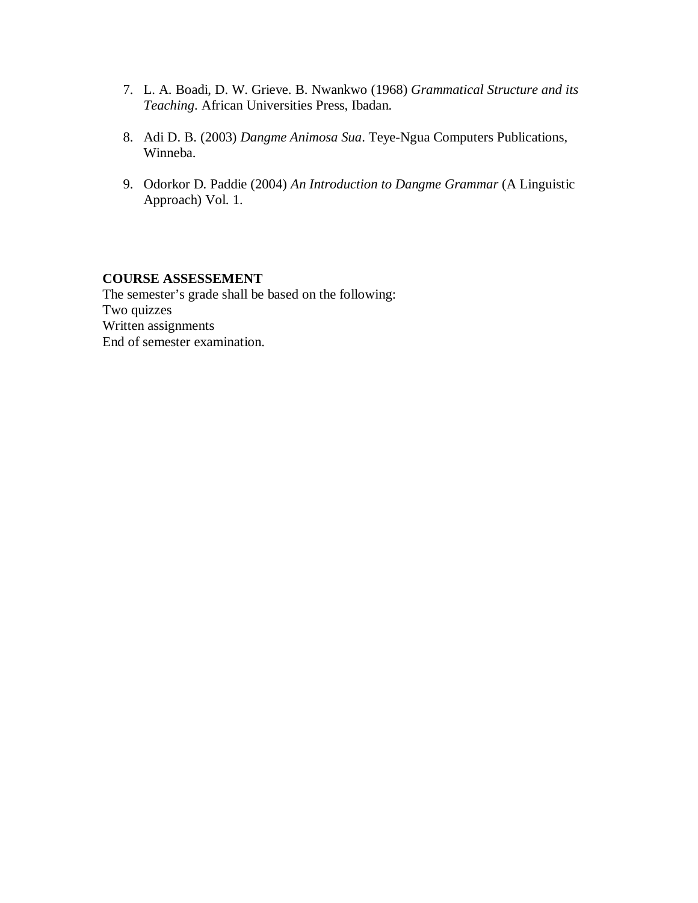7. L. A. Boadi, D. W. Grieve. B. Nwankwo (1968) *Grammatical Structure and its Teaching*. African Universities Press, Ibadan.

8. Adi D. B. (2003) *Dangme Animosa Sua*. Teye-Ngua Computers Publications, Winneba.

9. Odorkor D. Paddie (2004) *An Introduction to Dangme Grammar* (A Linguistic Approach) Vol. 1.

**COURSE ASSESSEMENT**

The semester's grade shall be based on the following:
Two quizzes
Written assignments
End of semester examination.